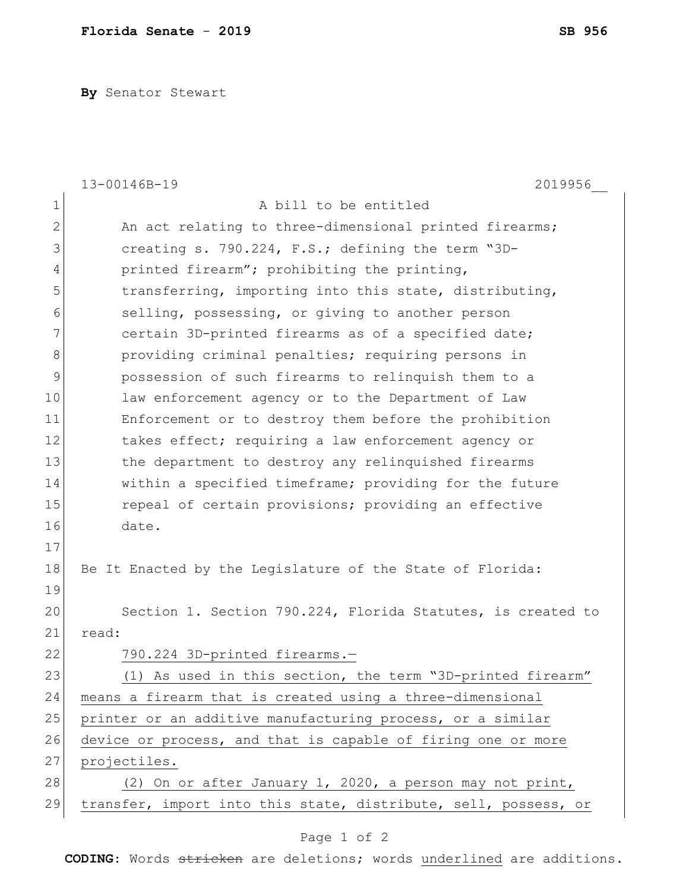**Florida Senate - 2019** **SB 956**

**By** Senator Stewart

13-00146B-19 2019956__

A bill to be entitled

An act relating to three-dimensional printed firearms; creating s. 790.224, F.S.; defining the term "3D-printed firearm"; prohibiting the printing, transferring, importing into this state, distributing, selling, possessing, or giving to another person certain 3D-printed firearms as of a specified date; providing criminal penalties; requiring persons in possession of such firearms to relinquish them to a law enforcement agency or to the Department of Law Enforcement or to destroy them before the prohibition takes effect; requiring a law enforcement agency or the department to destroy any relinquished firearms within a specified timeframe; providing for the future repeal of certain provisions; providing an effective date.

Be It Enacted by the Legislature of the State of Florida:

Section 1. Section 790.224, Florida Statutes, is created to read:

<u>790.224 3D-printed firearms.—</u>

<u>(1) As used in this section, the term "3D-printed firearm" means a firearm that is created using a three-dimensional printer or an additive manufacturing process, or a similar device or process, and that is capable of firing one or more projectiles.</u>

<u>(2) On or after January 1, 2020, a person may not print, transfer, import into this state, distribute, sell, possess, or</u>

**CODING:** Words ~~stricken~~ are deletions; words <u>underlined</u> are additions.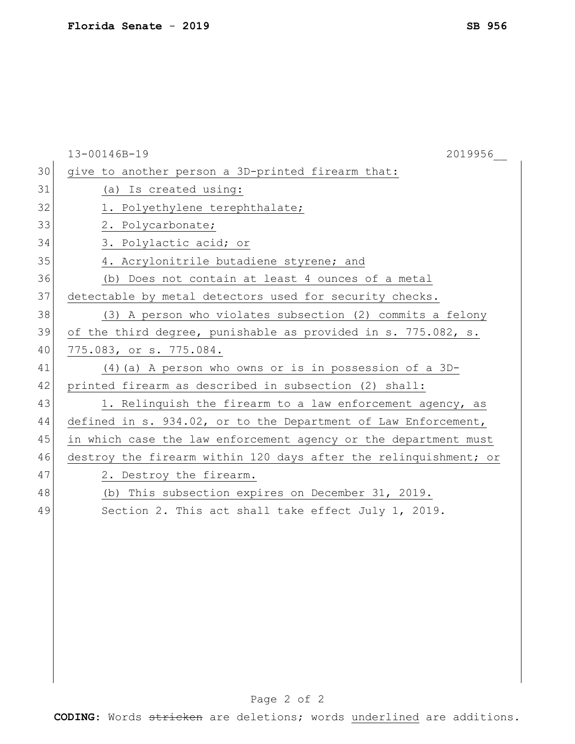give to another person a 3D-printed firearm that:

(a) Is created using:

1. Polyethylene terephthalate;

2. Polycarbonate;

3. Polylactic acid; or

4. Acrylonitrile butadiene styrene; and

(b) Does not contain at least 4 ounces of a metal detectable by metal detectors used for security checks.

(3) A person who violates subsection (2) commits a felony of the third degree, punishable as provided in s. 775.082, s. 775.083, or s. 775.084.

(4)(a) A person who owns or is in possession of a 3D-printed firearm as described in subsection (2) shall:

1. Relinquish the firearm to a law enforcement agency, as defined in s. 934.02, or to the Department of Law Enforcement, in which case the law enforcement agency or the department must destroy the firearm within 120 days after the relinquishment; or

2. Destroy the firearm.

(b) This subsection expires on December 31, 2019.

Section 2. This act shall take effect July 1, 2019.